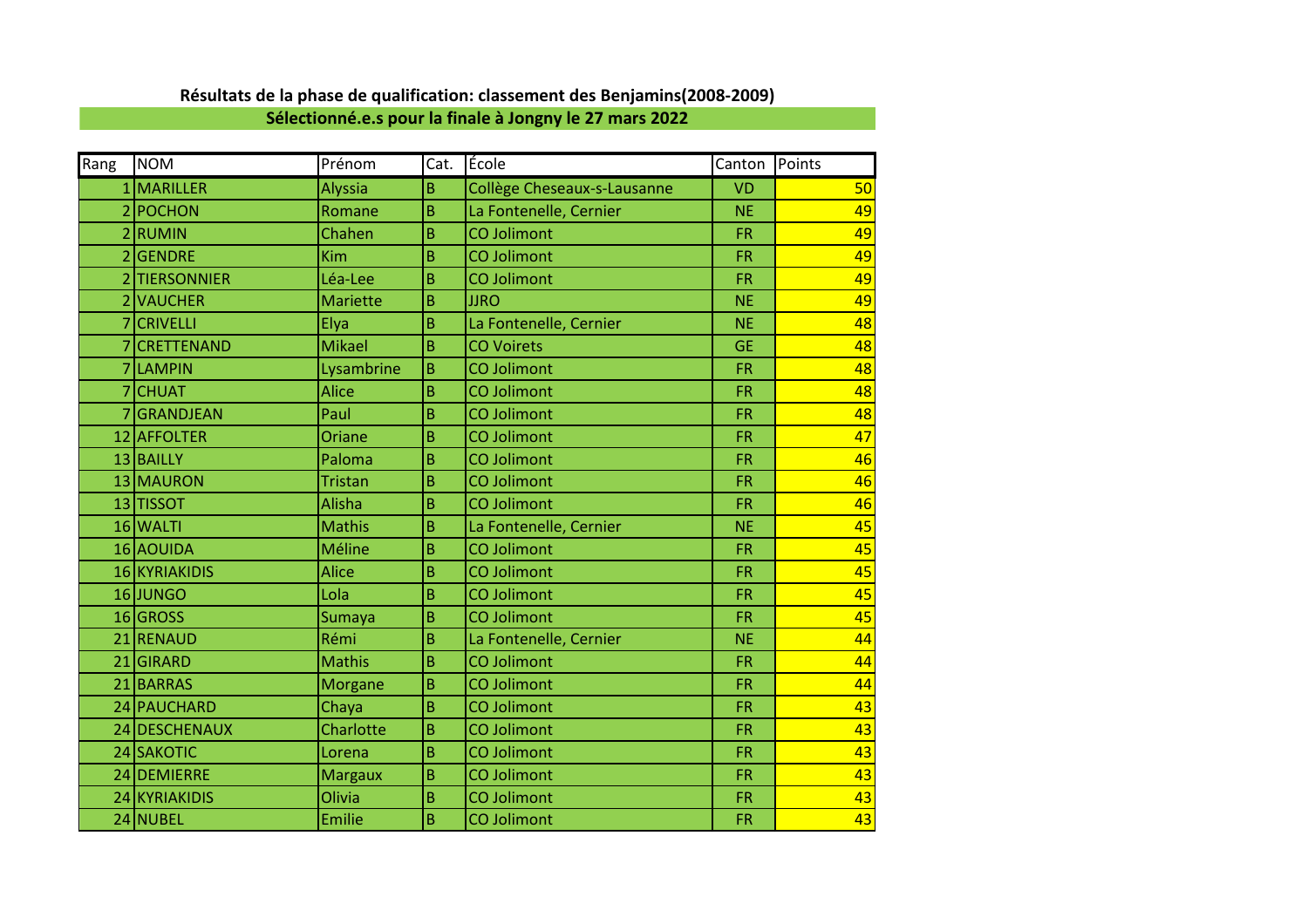**Résultats de la phase de qualification: classement des Benjamins(2008-2009)**

**Sélectionné.e.s pour la finale à Jongny le 27 mars 2022**

| Rang | NOM | Prénom | Cat. | École | Canton | Points |
|---|---|---|---|---|---|---|
| 1 | MARILLER | Alyssia | B | Collège Cheseaux-s-Lausanne | VD | 50 |
| 2 | POCHON | Romane | B | La Fontenelle, Cernier | NE | 49 |
| 2 | RUMIN | Chahen | B | CO Jolimont | FR | 49 |
| 2 | GENDRE | Kim | B | CO Jolimont | FR | 49 |
| 2 | TIERSONNIER | Léa-Lee | B | CO Jolimont | FR | 49 |
| 2 | VAUCHER | Mariette | B | JJRO | NE | 49 |
| 7 | CRIVELLI | Elya | B | La Fontenelle, Cernier | NE | 48 |
| 7 | CRETTENAND | Mikael | B | CO Voirets | GE | 48 |
| 7 | LAMPIN | Lysambrine | B | CO Jolimont | FR | 48 |
| 7 | CHUAT | Alice | B | CO Jolimont | FR | 48 |
| 7 | GRANDJEAN | Paul | B | CO Jolimont | FR | 48 |
| 12 | AFFOLTER | Oriane | B | CO Jolimont | FR | 47 |
| 13 | BAILLY | Paloma | B | CO Jolimont | FR | 46 |
| 13 | MAURON | Tristan | B | CO Jolimont | FR | 46 |
| 13 | TISSOT | Alisha | B | CO Jolimont | FR | 46 |
| 16 | WALTI | Mathis | B | La Fontenelle, Cernier | NE | 45 |
| 16 | AOUIDA | Méline | B | CO Jolimont | FR | 45 |
| 16 | KYRIAKIDIS | Alice | B | CO Jolimont | FR | 45 |
| 16 | JUNGO | Lola | B | CO Jolimont | FR | 45 |
| 16 | GROSS | Sumaya | B | CO Jolimont | FR | 45 |
| 21 | RENAUD | Rémi | B | La Fontenelle, Cernier | NE | 44 |
| 21 | GIRARD | Mathis | B | CO Jolimont | FR | 44 |
| 21 | BARRAS | Morgane | B | CO Jolimont | FR | 44 |
| 24 | PAUCHARD | Chaya | B | CO Jolimont | FR | 43 |
| 24 | DESCHENAUX | Charlotte | B | CO Jolimont | FR | 43 |
| 24 | SAKOTIC | Lorena | B | CO Jolimont | FR | 43 |
| 24 | DEMIERRE | Margaux | B | CO Jolimont | FR | 43 |
| 24 | KYRIAKIDIS | Olivia | B | CO Jolimont | FR | 43 |
| 24 | NUBEL | Emilie | B | CO Jolimont | FR | 43 |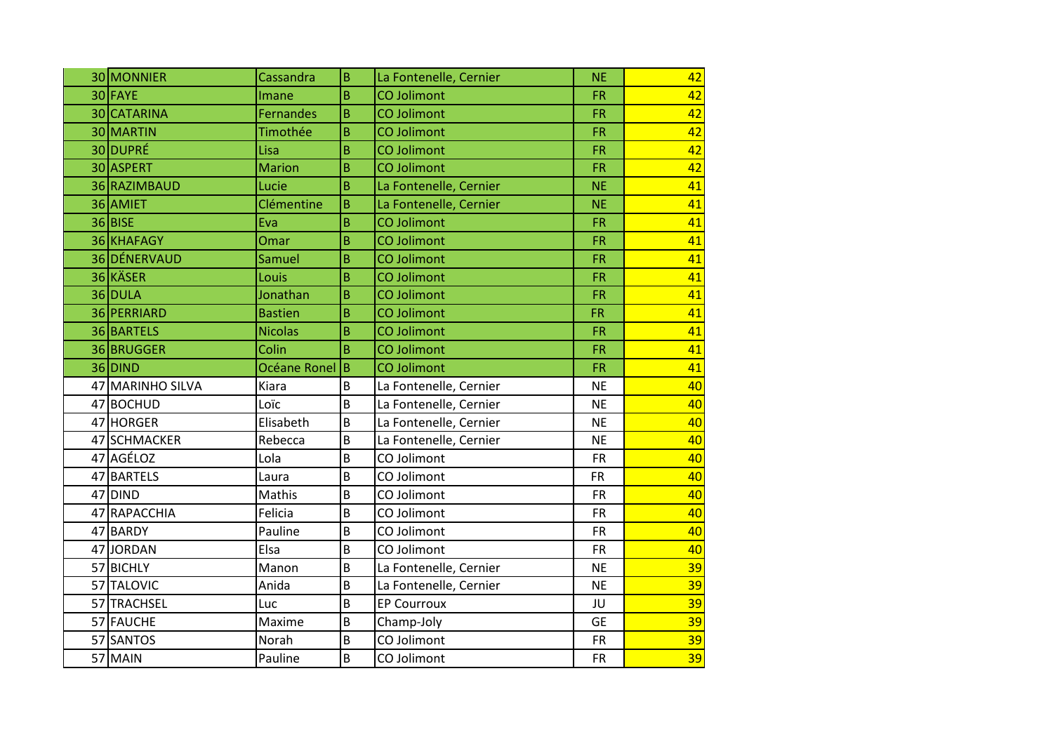| | | | | | | |
|---|---|---|---|---|---|---|
| 30 | MONNIER | Cassandra | B | La Fontenelle, Cernier | NE | 42 |
| 30 | FAYE | Imane | B | CO Jolimont | FR | 42 |
| 30 | CATARINA | Fernandes | B | CO Jolimont | FR | 42 |
| 30 | MARTIN | Timothée | B | CO Jolimont | FR | 42 |
| 30 | DUPRÉ | Lisa | B | CO Jolimont | FR | 42 |
| 30 | ASPERT | Marion | B | CO Jolimont | FR | 42 |
| 36 | RAZIMBAUD | Lucie | B | La Fontenelle, Cernier | NE | 41 |
| 36 | AMIET | Clémentine | B | La Fontenelle, Cernier | NE | 41 |
| 36 | BISE | Eva | B | CO Jolimont | FR | 41 |
| 36 | KHAFAGY | Omar | B | CO Jolimont | FR | 41 |
| 36 | DÉNERVAUD | Samuel | B | CO Jolimont | FR | 41 |
| 36 | KÄSER | Louis | B | CO Jolimont | FR | 41 |
| 36 | DULA | Jonathan | B | CO Jolimont | FR | 41 |
| 36 | PERRIARD | Bastien | B | CO Jolimont | FR | 41 |
| 36 | BARTELS | Nicolas | B | CO Jolimont | FR | 41 |
| 36 | BRUGGER | Colin | B | CO Jolimont | FR | 41 |
| 36 | DIND | Océane Ronel | B | CO Jolimont | FR | 41 |
| 47 | MARINHO SILVA | Kiara | B | La Fontenelle, Cernier | NE | 40 |
| 47 | BOCHUD | Loïc | B | La Fontenelle, Cernier | NE | 40 |
| 47 | HORGER | Elisabeth | B | La Fontenelle, Cernier | NE | 40 |
| 47 | SCHMACKER | Rebecca | B | La Fontenelle, Cernier | NE | 40 |
| 47 | AGÉLOZ | Lola | B | CO Jolimont | FR | 40 |
| 47 | BARTELS | Laura | B | CO Jolimont | FR | 40 |
| 47 | DIND | Mathis | B | CO Jolimont | FR | 40 |
| 47 | RAPACCHIA | Felicia | B | CO Jolimont | FR | 40 |
| 47 | BARDY | Pauline | B | CO Jolimont | FR | 40 |
| 47 | JORDAN | Elsa | B | CO Jolimont | FR | 40 |
| 57 | BICHLY | Manon | B | La Fontenelle, Cernier | NE | 39 |
| 57 | TALOVIC | Anida | B | La Fontenelle, Cernier | NE | 39 |
| 57 | TRACHSEL | Luc | B | EP Courroux | JU | 39 |
| 57 | FAUCHE | Maxime | B | Champ-Joly | GE | 39 |
| 57 | SANTOS | Norah | B | CO Jolimont | FR | 39 |
| 57 | MAIN | Pauline | B | CO Jolimont | FR | 39 |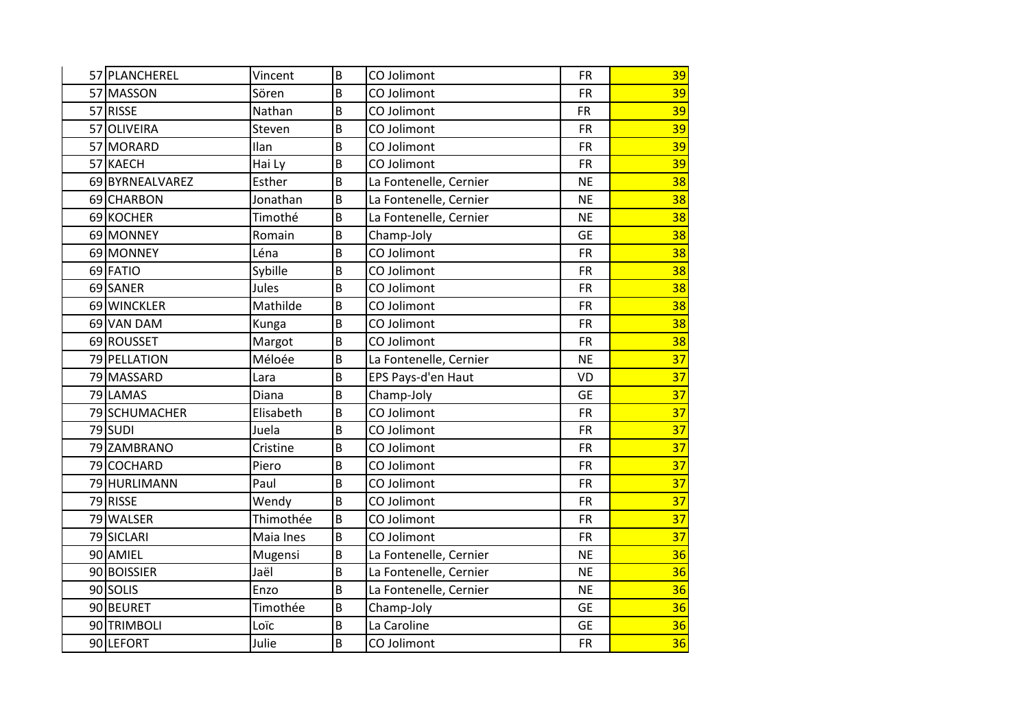| | | | | | | |
|---|---|---|---|---|---|---|
| 57 | PLANCHEREL | Vincent | B | CO Jolimont | FR | 39 |
| 57 | MASSON | Sören | B | CO Jolimont | FR | 39 |
| 57 | RISSE | Nathan | B | CO Jolimont | FR | 39 |
| 57 | OLIVEIRA | Steven | B | CO Jolimont | FR | 39 |
| 57 | MORARD | Ilan | B | CO Jolimont | FR | 39 |
| 57 | KAECH | Hai Ly | B | CO Jolimont | FR | 39 |
| 69 | BYRNEALVAREZ | Esther | B | La Fontenelle, Cernier | NE | 38 |
| 69 | CHARBON | Jonathan | B | La Fontenelle, Cernier | NE | 38 |
| 69 | KOCHER | Timothé | B | La Fontenelle, Cernier | NE | 38 |
| 69 | MONNEY | Romain | B | Champ-Joly | GE | 38 |
| 69 | MONNEY | Léna | B | CO Jolimont | FR | 38 |
| 69 | FATIO | Sybille | B | CO Jolimont | FR | 38 |
| 69 | SANER | Jules | B | CO Jolimont | FR | 38 |
| 69 | WINCKLER | Mathilde | B | CO Jolimont | FR | 38 |
| 69 | VAN DAM | Kunga | B | CO Jolimont | FR | 38 |
| 69 | ROUSSET | Margot | B | CO Jolimont | FR | 38 |
| 79 | PELLATION | Méloée | B | La Fontenelle, Cernier | NE | 37 |
| 79 | MASSARD | Lara | B | EPS Pays-d'en Haut | VD | 37 |
| 79 | LAMAS | Diana | B | Champ-Joly | GE | 37 |
| 79 | SCHUMACHER | Elisabeth | B | CO Jolimont | FR | 37 |
| 79 | SUDI | Juela | B | CO Jolimont | FR | 37 |
| 79 | ZAMBRANO | Cristine | B | CO Jolimont | FR | 37 |
| 79 | COCHARD | Piero | B | CO Jolimont | FR | 37 |
| 79 | HURLIMANN | Paul | B | CO Jolimont | FR | 37 |
| 79 | RISSE | Wendy | B | CO Jolimont | FR | 37 |
| 79 | WALSER | Thimothée | B | CO Jolimont | FR | 37 |
| 79 | SICLARI | Maia Ines | B | CO Jolimont | FR | 37 |
| 90 | AMIEL | Mugensi | B | La Fontenelle, Cernier | NE | 36 |
| 90 | BOISSIER | Jaël | B | La Fontenelle, Cernier | NE | 36 |
| 90 | SOLIS | Enzo | B | La Fontenelle, Cernier | NE | 36 |
| 90 | BEURET | Timothée | B | Champ-Joly | GE | 36 |
| 90 | TRIMBOLI | Loïc | B | La Caroline | GE | 36 |
| 90 | LEFORT | Julie | B | CO Jolimont | FR | 36 |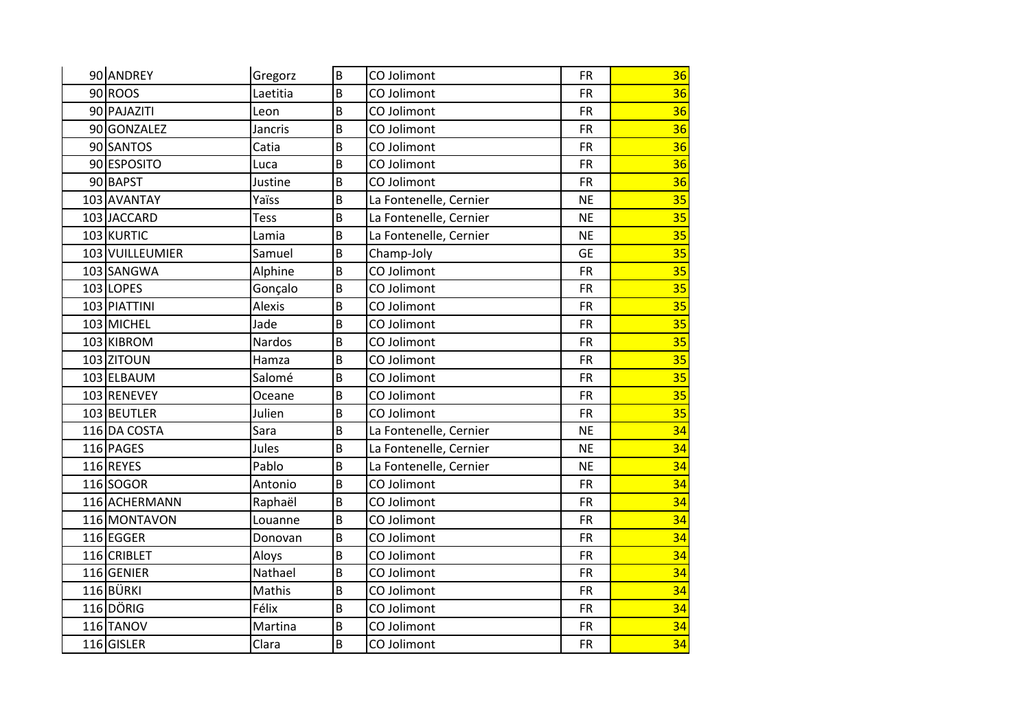| | | | | | |
|---|---|---|---|---|---|
| 90 | ANDREY | Gregorz | B | CO Jolimont | FR | 36 |
| 90 | ROOS | Laetitia | B | CO Jolimont | FR | 36 |
| 90 | PAJAZITI | Leon | B | CO Jolimont | FR | 36 |
| 90 | GONZALEZ | Jancris | B | CO Jolimont | FR | 36 |
| 90 | SANTOS | Catia | B | CO Jolimont | FR | 36 |
| 90 | ESPOSITO | Luca | B | CO Jolimont | FR | 36 |
| 90 | BAPST | Justine | B | CO Jolimont | FR | 36 |
| 103 | AVANTAY | Yaïss | B | La Fontenelle, Cernier | NE | 35 |
| 103 | JACCARD | Tess | B | La Fontenelle, Cernier | NE | 35 |
| 103 | KURTIC | Lamia | B | La Fontenelle, Cernier | NE | 35 |
| 103 | VUILLEUMIER | Samuel | B | Champ-Joly | GE | 35 |
| 103 | SANGWA | Alphine | B | CO Jolimont | FR | 35 |
| 103 | LOPES | Gonçalo | B | CO Jolimont | FR | 35 |
| 103 | PIATTINI | Alexis | B | CO Jolimont | FR | 35 |
| 103 | MICHEL | Jade | B | CO Jolimont | FR | 35 |
| 103 | KIBROM | Nardos | B | CO Jolimont | FR | 35 |
| 103 | ZITOUN | Hamza | B | CO Jolimont | FR | 35 |
| 103 | ELBAUM | Salomé | B | CO Jolimont | FR | 35 |
| 103 | RENEVEY | Oceane | B | CO Jolimont | FR | 35 |
| 103 | BEUTLER | Julien | B | CO Jolimont | FR | 35 |
| 116 | DA COSTA | Sara | B | La Fontenelle, Cernier | NE | 34 |
| 116 | PAGES | Jules | B | La Fontenelle, Cernier | NE | 34 |
| 116 | REYES | Pablo | B | La Fontenelle, Cernier | NE | 34 |
| 116 | SOGOR | Antonio | B | CO Jolimont | FR | 34 |
| 116 | ACHERMANN | Raphaël | B | CO Jolimont | FR | 34 |
| 116 | MONTAVON | Louanne | B | CO Jolimont | FR | 34 |
| 116 | EGGER | Donovan | B | CO Jolimont | FR | 34 |
| 116 | CRIBLET | Aloys | B | CO Jolimont | FR | 34 |
| 116 | GENIER | Nathael | B | CO Jolimont | FR | 34 |
| 116 | BÜRKI | Mathis | B | CO Jolimont | FR | 34 |
| 116 | DÖRIG | Félix | B | CO Jolimont | FR | 34 |
| 116 | TANOV | Martina | B | CO Jolimont | FR | 34 |
| 116 | GISLER | Clara | B | CO Jolimont | FR | 34 |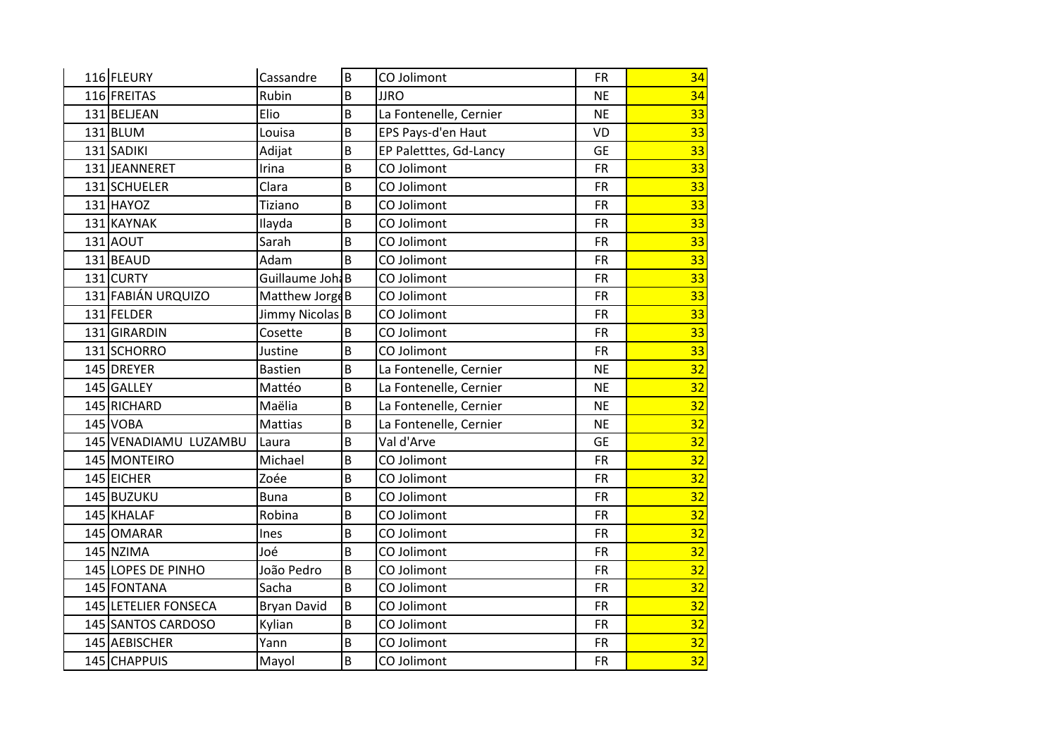| | | | | | | |
|---|---|---|---|---|---|---|
| 116 | FLEURY | Cassandre | B | CO Jolimont | FR | 34 |
| 116 | FREITAS | Rubin | B | JJRO | NE | 34 |
| 131 | BELJEAN | Elio | B | La Fontenelle, Cernier | NE | 33 |
| 131 | BLUM | Louisa | B | EPS Pays-d'en Haut | VD | 33 |
| 131 | SADIKI | Adijat | B | EP Paletttes, Gd-Lancy | GE | 33 |
| 131 | JEANNERET | Irina | B | CO Jolimont | FR | 33 |
| 131 | SCHUELER | Clara | B | CO Jolimont | FR | 33 |
| 131 | HAYOZ | Tiziano | B | CO Jolimont | FR | 33 |
| 131 | KAYNAK | Ilayda | B | CO Jolimont | FR | 33 |
| 131 | AOUT | Sarah | B | CO Jolimont | FR | 33 |
| 131 | BEAUD | Adam | B | CO Jolimont | FR | 33 |
| 131 | CURTY | Guillaume Joh | B | CO Jolimont | FR | 33 |
| 131 | FABIÁN URQUIZO | Matthew Jorge | B | CO Jolimont | FR | 33 |
| 131 | FELDER | Jimmy Nicolas | B | CO Jolimont | FR | 33 |
| 131 | GIRARDIN | Cosette | B | CO Jolimont | FR | 33 |
| 131 | SCHORRO | Justine | B | CO Jolimont | FR | 33 |
| 145 | DREYER | Bastien | B | La Fontenelle, Cernier | NE | 32 |
| 145 | GALLEY | Mattéo | B | La Fontenelle, Cernier | NE | 32 |
| 145 | RICHARD | Maëlia | B | La Fontenelle, Cernier | NE | 32 |
| 145 | VOBA | Mattias | B | La Fontenelle, Cernier | NE | 32 |
| 145 | VENADIAMU LUZAMBU | Laura | B | Val d'Arve | GE | 32 |
| 145 | MONTEIRO | Michael | B | CO Jolimont | FR | 32 |
| 145 | EICHER | Zoée | B | CO Jolimont | FR | 32 |
| 145 | BUZUKU | Buna | B | CO Jolimont | FR | 32 |
| 145 | KHALAF | Robina | B | CO Jolimont | FR | 32 |
| 145 | OMARAR | Ines | B | CO Jolimont | FR | 32 |
| 145 | NZIMA | Joé | B | CO Jolimont | FR | 32 |
| 145 | LOPES DE PINHO | João Pedro | B | CO Jolimont | FR | 32 |
| 145 | FONTANA | Sacha | B | CO Jolimont | FR | 32 |
| 145 | LETELIER FONSECA | Bryan David | B | CO Jolimont | FR | 32 |
| 145 | SANTOS CARDOSO | Kylian | B | CO Jolimont | FR | 32 |
| 145 | AEBISCHER | Yann | B | CO Jolimont | FR | 32 |
| 145 | CHAPPUIS | Mayol | B | CO Jolimont | FR | 32 |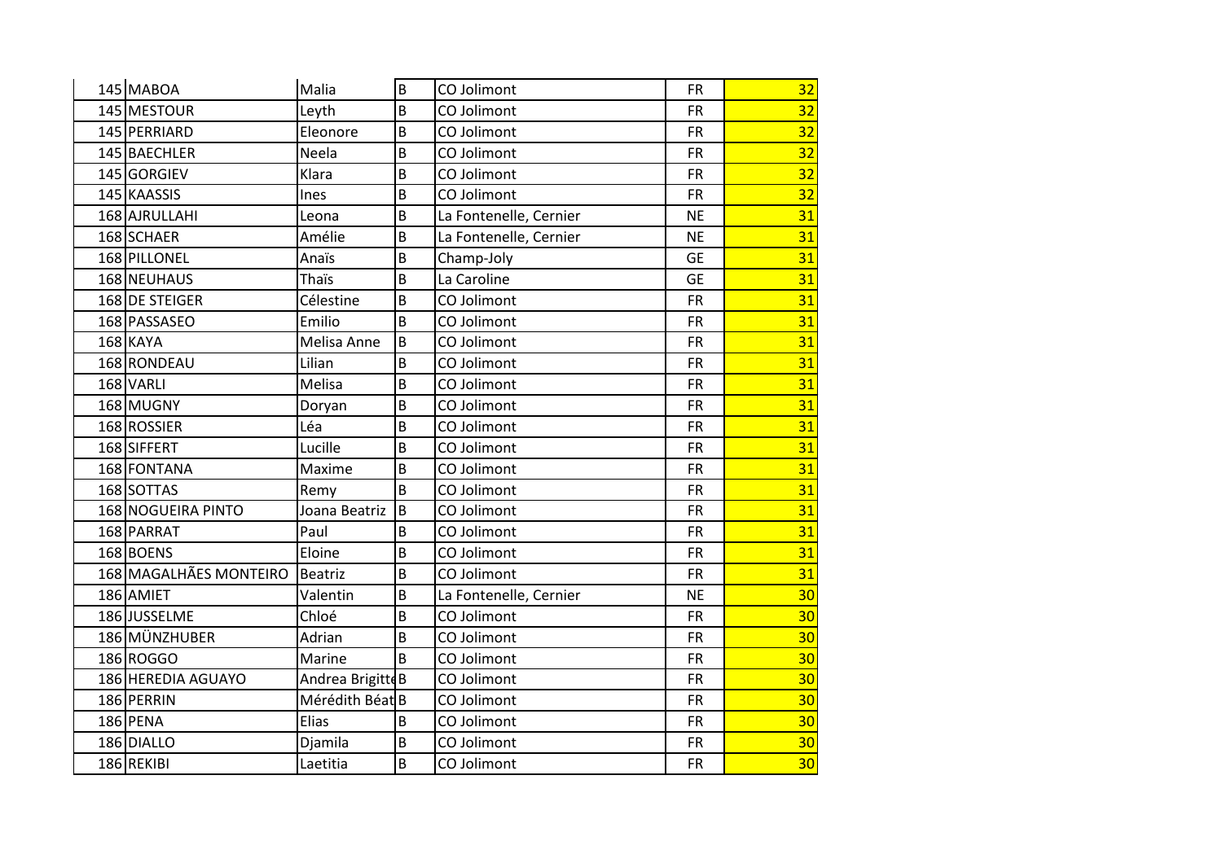| | | | | | |
|---|---|---|---|---|---|
| 145 | MABOA | Malia | B | CO Jolimont | FR | 32 |
| 145 | MESTOUR | Leyth | B | CO Jolimont | FR | 32 |
| 145 | PERRIARD | Eleonore | B | CO Jolimont | FR | 32 |
| 145 | BAECHLER | Neela | B | CO Jolimont | FR | 32 |
| 145 | GORGIEV | Klara | B | CO Jolimont | FR | 32 |
| 145 | KAASSIS | Ines | B | CO Jolimont | FR | 32 |
| 168 | AJRULLAHI | Leona | B | La Fontenelle, Cernier | NE | 31 |
| 168 | SCHAER | Amélie | B | La Fontenelle, Cernier | NE | 31 |
| 168 | PILLONEL | Anaïs | B | Champ-Joly | GE | 31 |
| 168 | NEUHAUS | Thaïs | B | La Caroline | GE | 31 |
| 168 | DE STEIGER | Célestine | B | CO Jolimont | FR | 31 |
| 168 | PASSASEO | Emilio | B | CO Jolimont | FR | 31 |
| 168 | KAYA | Melisa Anne | B | CO Jolimont | FR | 31 |
| 168 | RONDEAU | Lilian | B | CO Jolimont | FR | 31 |
| 168 | VARLI | Melisa | B | CO Jolimont | FR | 31 |
| 168 | MUGNY | Doryan | B | CO Jolimont | FR | 31 |
| 168 | ROSSIER | Léa | B | CO Jolimont | FR | 31 |
| 168 | SIFFERT | Lucille | B | CO Jolimont | FR | 31 |
| 168 | FONTANA | Maxime | B | CO Jolimont | FR | 31 |
| 168 | SOTTAS | Remy | B | CO Jolimont | FR | 31 |
| 168 | NOGUEIRA PINTO | Joana Beatriz | B | CO Jolimont | FR | 31 |
| 168 | PARRAT | Paul | B | CO Jolimont | FR | 31 |
| 168 | BOENS | Eloine | B | CO Jolimont | FR | 31 |
| 168 | MAGALHÃES MONTEIRO | Beatriz | B | CO Jolimont | FR | 31 |
| 186 | AMIET | Valentin | B | La Fontenelle, Cernier | NE | 30 |
| 186 | JUSSELME | Chloé | B | CO Jolimont | FR | 30 |
| 186 | MÜNZHUBER | Adrian | B | CO Jolimont | FR | 30 |
| 186 | ROGGO | Marine | B | CO Jolimont | FR | 30 |
| 186 | HEREDIA AGUAYO | Andrea Brigitte | B | CO Jolimont | FR | 30 |
| 186 | PERRIN | Mérédith Béat | B | CO Jolimont | FR | 30 |
| 186 | PENA | Elias | B | CO Jolimont | FR | 30 |
| 186 | DIALLO | Djamila | B | CO Jolimont | FR | 30 |
| 186 | REKIBI | Laetitia | B | CO Jolimont | FR | 30 |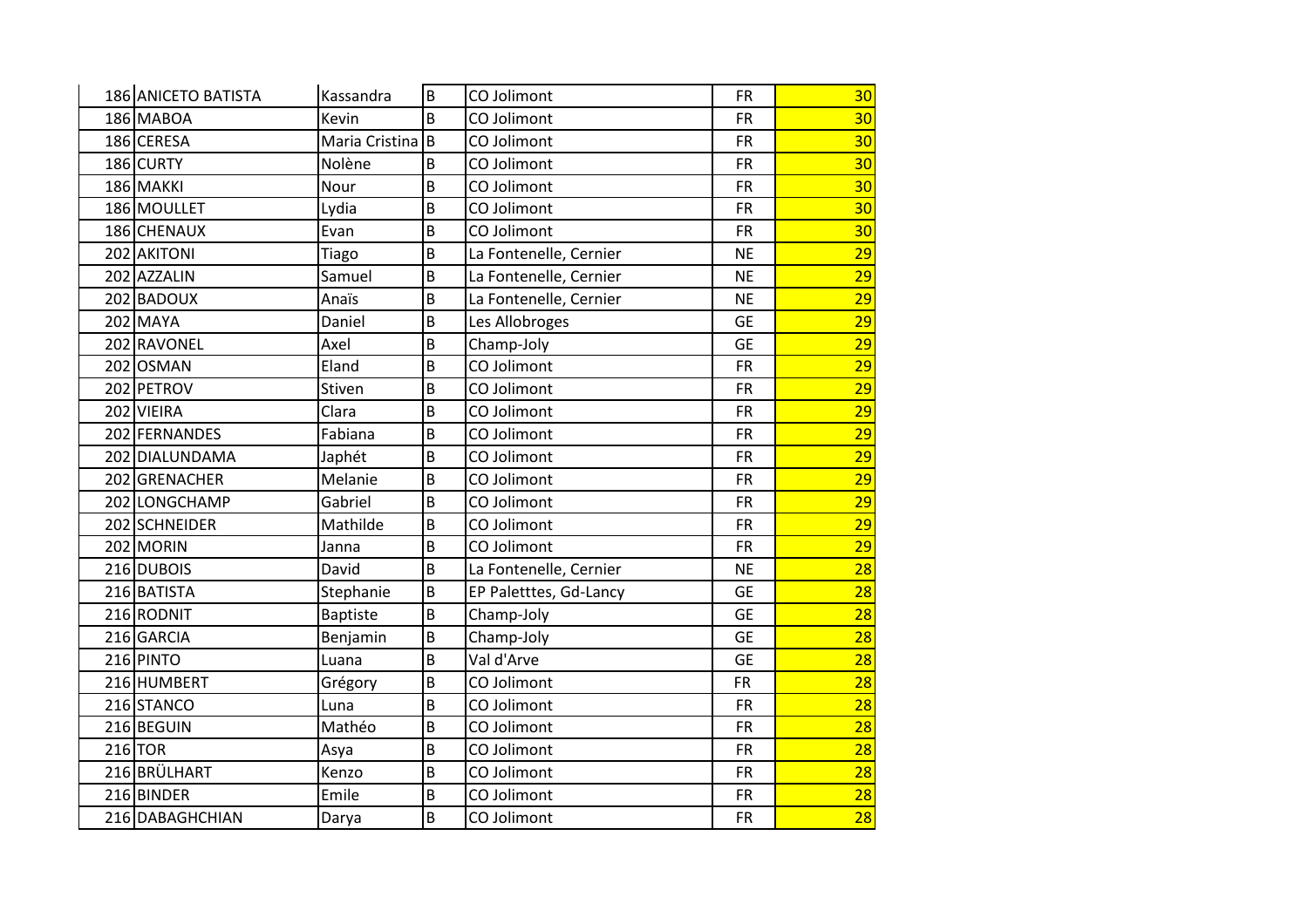| | | | | | | |
|---|---|---|---|---|---|---|
| 186 | ANICETO BATISTA | Kassandra | B | CO Jolimont | FR | 30 |
| 186 | MABOA | Kevin | B | CO Jolimont | FR | 30 |
| 186 | CERESA | Maria Cristina | B | CO Jolimont | FR | 30 |
| 186 | CURTY | Nolène | B | CO Jolimont | FR | 30 |
| 186 | MAKKI | Nour | B | CO Jolimont | FR | 30 |
| 186 | MOULLET | Lydia | B | CO Jolimont | FR | 30 |
| 186 | CHENAUX | Evan | B | CO Jolimont | FR | 30 |
| 202 | AKITONI | Tiago | B | La Fontenelle, Cernier | NE | 29 |
| 202 | AZZALIN | Samuel | B | La Fontenelle, Cernier | NE | 29 |
| 202 | BADOUX | Anaïs | B | La Fontenelle, Cernier | NE | 29 |
| 202 | MAYA | Daniel | B | Les Allobroges | GE | 29 |
| 202 | RAVONEL | Axel | B | Champ-Joly | GE | 29 |
| 202 | OSMAN | Eland | B | CO Jolimont | FR | 29 |
| 202 | PETROV | Stiven | B | CO Jolimont | FR | 29 |
| 202 | VIEIRA | Clara | B | CO Jolimont | FR | 29 |
| 202 | FERNANDES | Fabiana | B | CO Jolimont | FR | 29 |
| 202 | DIALUNDAMA | Japhét | B | CO Jolimont | FR | 29 |
| 202 | GRENACHER | Melanie | B | CO Jolimont | FR | 29 |
| 202 | LONGCHAMP | Gabriel | B | CO Jolimont | FR | 29 |
| 202 | SCHNEIDER | Mathilde | B | CO Jolimont | FR | 29 |
| 202 | MORIN | Janna | B | CO Jolimont | FR | 29 |
| 216 | DUBOIS | David | B | La Fontenelle, Cernier | NE | 28 |
| 216 | BATISTA | Stephanie | B | EP Paletttes, Gd-Lancy | GE | 28 |
| 216 | RODNIT | Baptiste | B | Champ-Joly | GE | 28 |
| 216 | GARCIA | Benjamin | B | Champ-Joly | GE | 28 |
| 216 | PINTO | Luana | B | Val d'Arve | GE | 28 |
| 216 | HUMBERT | Grégory | B | CO Jolimont | FR | 28 |
| 216 | STANCO | Luna | B | CO Jolimont | FR | 28 |
| 216 | BEGUIN | Mathéo | B | CO Jolimont | FR | 28 |
| 216 | TOR | Asya | B | CO Jolimont | FR | 28 |
| 216 | BRÜLHART | Kenzo | B | CO Jolimont | FR | 28 |
| 216 | BINDER | Emile | B | CO Jolimont | FR | 28 |
| 216 | DABAGHCHIAN | Darya | B | CO Jolimont | FR | 28 |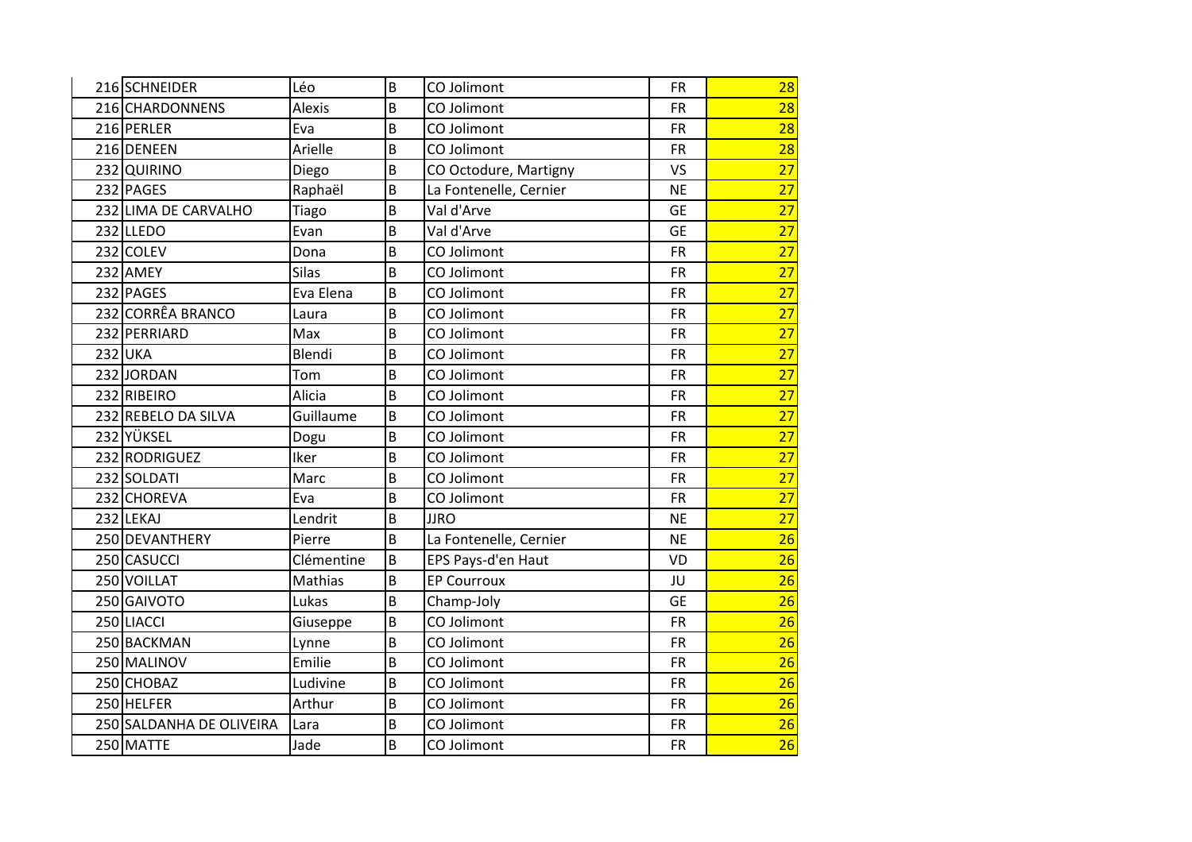| | | | | | | |
|---|---|---|---|---|---|---|
| 216 | SCHNEIDER | Léo | B | CO Jolimont | FR | 28 |
| 216 | CHARDONNENS | Alexis | B | CO Jolimont | FR | 28 |
| 216 | PERLER | Eva | B | CO Jolimont | FR | 28 |
| 216 | DENEEN | Arielle | B | CO Jolimont | FR | 28 |
| 232 | QUIRINO | Diego | B | CO Octodure, Martigny | VS | 27 |
| 232 | PAGES | Raphaël | B | La Fontenelle, Cernier | NE | 27 |
| 232 | LIMA DE CARVALHO | Tiago | B | Val d'Arve | GE | 27 |
| 232 | LLEDO | Evan | B | Val d'Arve | GE | 27 |
| 232 | COLEV | Dona | B | CO Jolimont | FR | 27 |
| 232 | AMEY | Silas | B | CO Jolimont | FR | 27 |
| 232 | PAGES | Eva Elena | B | CO Jolimont | FR | 27 |
| 232 | CORRÊA BRANCO | Laura | B | CO Jolimont | FR | 27 |
| 232 | PERRIARD | Max | B | CO Jolimont | FR | 27 |
| 232 | UKA | Blendi | B | CO Jolimont | FR | 27 |
| 232 | JORDAN | Tom | B | CO Jolimont | FR | 27 |
| 232 | RIBEIRO | Alicia | B | CO Jolimont | FR | 27 |
| 232 | REBELO DA SILVA | Guillaume | B | CO Jolimont | FR | 27 |
| 232 | YÜKSEL | Dogu | B | CO Jolimont | FR | 27 |
| 232 | RODRIGUEZ | Iker | B | CO Jolimont | FR | 27 |
| 232 | SOLDATI | Marc | B | CO Jolimont | FR | 27 |
| 232 | CHOREVA | Eva | B | CO Jolimont | FR | 27 |
| 232 | LEKAJ | Lendrit | B | JJRO | NE | 27 |
| 250 | DEVANTHERY | Pierre | B | La Fontenelle, Cernier | NE | 26 |
| 250 | CASUCCI | Clémentine | B | EPS Pays-d'en Haut | VD | 26 |
| 250 | VOILLAT | Mathias | B | EP Courroux | JU | 26 |
| 250 | GAIVOTO | Lukas | B | Champ-Joly | GE | 26 |
| 250 | LIACCI | Giuseppe | B | CO Jolimont | FR | 26 |
| 250 | BACKMAN | Lynne | B | CO Jolimont | FR | 26 |
| 250 | MALINOV | Emilie | B | CO Jolimont | FR | 26 |
| 250 | CHOBAZ | Ludivine | B | CO Jolimont | FR | 26 |
| 250 | HELFER | Arthur | B | CO Jolimont | FR | 26 |
| 250 | SALDANHA DE OLIVEIRA | Lara | B | CO Jolimont | FR | 26 |
| 250 | MATTE | Jade | B | CO Jolimont | FR | 26 |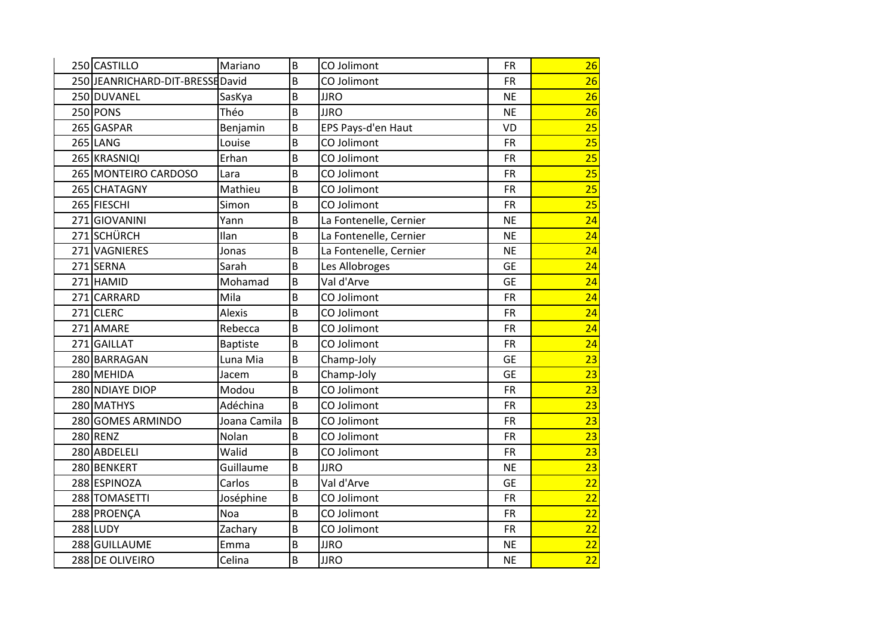| | | | | | | |
|---|---|---|---|---|---|---|
| 250 | CASTILLO | Mariano | B | CO Jolimont | FR | 26 |
| 250 | JEANRICHARD-DIT-BRESSE | David | B | CO Jolimont | FR | 26 |
| 250 | DUVANEL | SasKya | B | JJRO | NE | 26 |
| 250 | PONS | Théo | B | JJRO | NE | 26 |
| 265 | GASPAR | Benjamin | B | EPS Pays-d'en Haut | VD | 25 |
| 265 | LANG | Louise | B | CO Jolimont | FR | 25 |
| 265 | KRASNIQI | Erhan | B | CO Jolimont | FR | 25 |
| 265 | MONTEIRO CARDOSO | Lara | B | CO Jolimont | FR | 25 |
| 265 | CHATAGNY | Mathieu | B | CO Jolimont | FR | 25 |
| 265 | FIESCHI | Simon | B | CO Jolimont | FR | 25 |
| 271 | GIOVANINI | Yann | B | La Fontenelle, Cernier | NE | 24 |
| 271 | SCHÜRCH | Ilan | B | La Fontenelle, Cernier | NE | 24 |
| 271 | VAGNIERES | Jonas | B | La Fontenelle, Cernier | NE | 24 |
| 271 | SERNA | Sarah | B | Les Allobroges | GE | 24 |
| 271 | HAMID | Mohamad | B | Val d'Arve | GE | 24 |
| 271 | CARRARD | Mila | B | CO Jolimont | FR | 24 |
| 271 | CLERC | Alexis | B | CO Jolimont | FR | 24 |
| 271 | AMARE | Rebecca | B | CO Jolimont | FR | 24 |
| 271 | GAILLAT | Baptiste | B | CO Jolimont | FR | 24 |
| 280 | BARRAGAN | Luna Mia | B | Champ-Joly | GE | 23 |
| 280 | MEHIDA | Jacem | B | Champ-Joly | GE | 23 |
| 280 | NDIAYE DIOP | Modou | B | CO Jolimont | FR | 23 |
| 280 | MATHYS | Adéchina | B | CO Jolimont | FR | 23 |
| 280 | GOMES ARMINDO | Joana Camila | B | CO Jolimont | FR | 23 |
| 280 | RENZ | Nolan | B | CO Jolimont | FR | 23 |
| 280 | ABDELELI | Walid | B | CO Jolimont | FR | 23 |
| 280 | BENKERT | Guillaume | B | JJRO | NE | 23 |
| 288 | ESPINOZA | Carlos | B | Val d'Arve | GE | 22 |
| 288 | TOMASETTI | Joséphine | B | CO Jolimont | FR | 22 |
| 288 | PROENÇA | Noa | B | CO Jolimont | FR | 22 |
| 288 | LUDY | Zachary | B | CO Jolimont | FR | 22 |
| 288 | GUILLAUME | Emma | B | JJRO | NE | 22 |
| 288 | DE OLIVEIRO | Celina | B | JJRO | NE | 22 |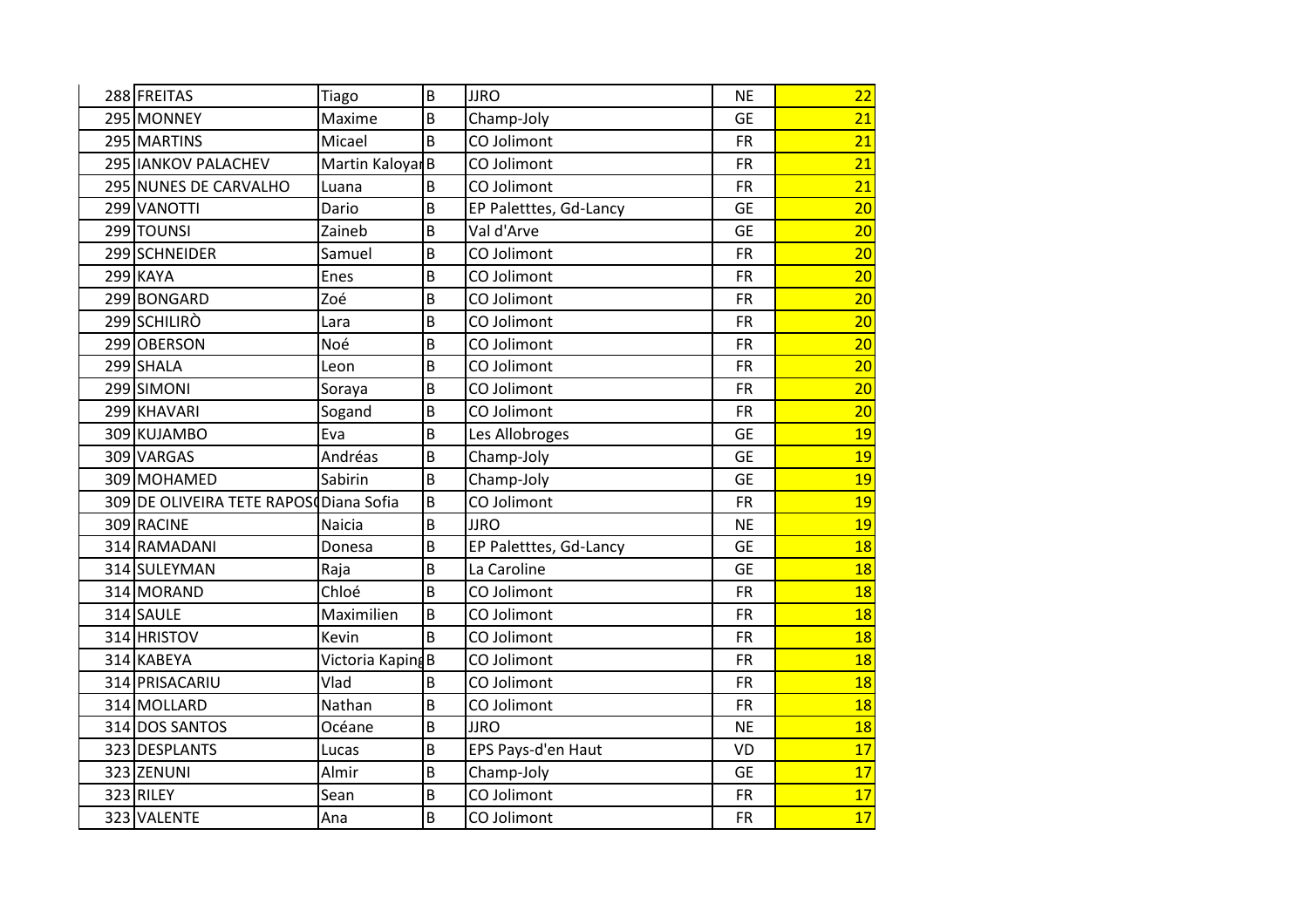| | | | | | | |
|---|---|---|---|---|---|---|
| 288 | FREITAS | Tiago | B | JJRO | NE | 22 |
| 295 | MONNEY | Maxime | B | Champ-Joly | GE | 21 |
| 295 | MARTINS | Micael | B | CO Jolimont | FR | 21 |
| 295 | IANKOV PALACHEV | Martin Kaloyar | B | CO Jolimont | FR | 21 |
| 295 | NUNES DE CARVALHO | Luana | B | CO Jolimont | FR | 21 |
| 299 | VANOTTI | Dario | B | EP Paletttes, Gd-Lancy | GE | 20 |
| 299 | TOUNSI | Zaineb | B | Val d'Arve | GE | 20 |
| 299 | SCHNEIDER | Samuel | B | CO Jolimont | FR | 20 |
| 299 | KAYA | Enes | B | CO Jolimont | FR | 20 |
| 299 | BONGARD | Zoé | B | CO Jolimont | FR | 20 |
| 299 | SCHILIRÒ | Lara | B | CO Jolimont | FR | 20 |
| 299 | OBERSON | Noé | B | CO Jolimont | FR | 20 |
| 299 | SHALA | Leon | B | CO Jolimont | FR | 20 |
| 299 | SIMONI | Soraya | B | CO Jolimont | FR | 20 |
| 299 | KHAVARI | Sogand | B | CO Jolimont | FR | 20 |
| 309 | KUJAMBO | Eva | B | Les Allobroges | GE | 19 |
| 309 | VARGAS | Andréas | B | Champ-Joly | GE | 19 |
| 309 | MOHAMED | Sabirin | B | Champ-Joly | GE | 19 |
| 309 | DE OLIVEIRA TETE RAPOSO | Diana Sofia | B | CO Jolimont | FR | 19 |
| 309 | RACINE | Naicia | B | JJRO | NE | 19 |
| 314 | RAMADANI | Donesa | B | EP Paletttes, Gd-Lancy | GE | 18 |
| 314 | SULEYMAN | Raja | B | La Caroline | GE | 18 |
| 314 | MORAND | Chloé | B | CO Jolimont | FR | 18 |
| 314 | SAULE | Maximilien | B | CO Jolimont | FR | 18 |
| 314 | HRISTOV | Kevin | B | CO Jolimont | FR | 18 |
| 314 | KABEYA | Victoria Kaping | B | CO Jolimont | FR | 18 |
| 314 | PRISACARIU | Vlad | B | CO Jolimont | FR | 18 |
| 314 | MOLLARD | Nathan | B | CO Jolimont | FR | 18 |
| 314 | DOS SANTOS | Océane | B | JJRO | NE | 18 |
| 323 | DESPLANTS | Lucas | B | EPS Pays-d'en Haut | VD | 17 |
| 323 | ZENUNI | Almir | B | Champ-Joly | GE | 17 |
| 323 | RILEY | Sean | B | CO Jolimont | FR | 17 |
| 323 | VALENTE | Ana | B | CO Jolimont | FR | 17 |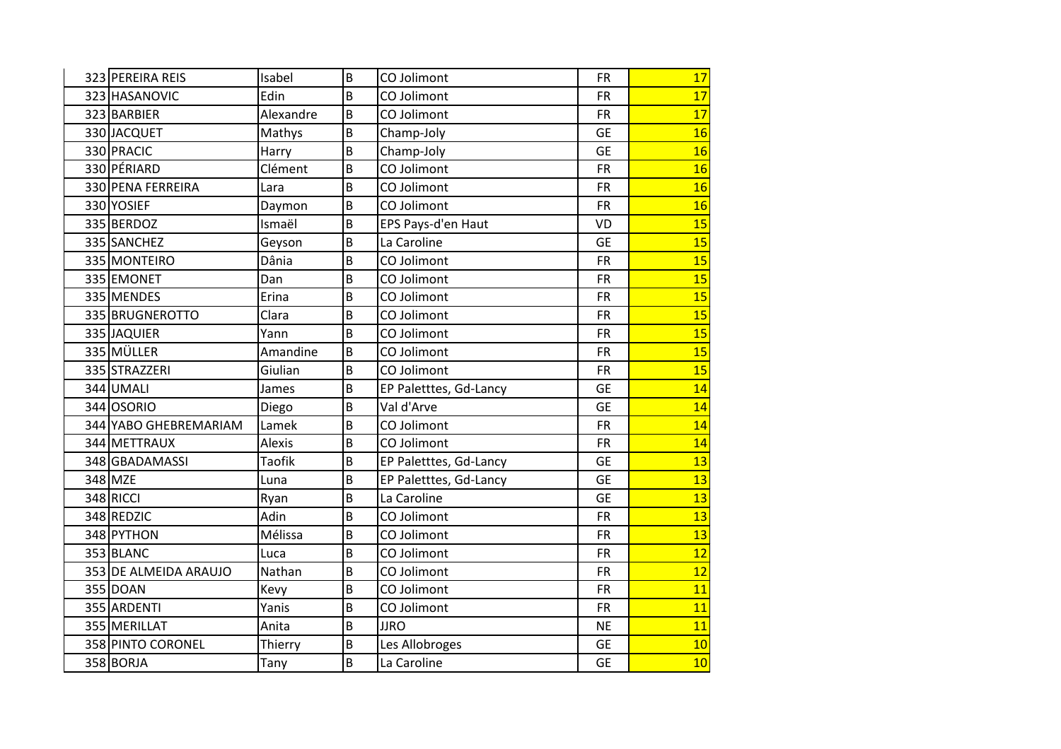| | | | | | | |
|---|---|---|---|---|---|---|
| 323 | PEREIRA REIS | Isabel | B | CO Jolimont | FR | 17 |
| 323 | HASANOVIC | Edin | B | CO Jolimont | FR | 17 |
| 323 | BARBIER | Alexandre | B | CO Jolimont | FR | 17 |
| 330 | JACQUET | Mathys | B | Champ-Joly | GE | 16 |
| 330 | PRACIC | Harry | B | Champ-Joly | GE | 16 |
| 330 | PÉRIARD | Clément | B | CO Jolimont | FR | 16 |
| 330 | PENA FERREIRA | Lara | B | CO Jolimont | FR | 16 |
| 330 | YOSIEF | Daymon | B | CO Jolimont | FR | 16 |
| 335 | BERDOZ | Ismaël | B | EPS Pays-d'en Haut | VD | 15 |
| 335 | SANCHEZ | Geyson | B | La Caroline | GE | 15 |
| 335 | MONTEIRO | Dânia | B | CO Jolimont | FR | 15 |
| 335 | EMONET | Dan | B | CO Jolimont | FR | 15 |
| 335 | MENDES | Erina | B | CO Jolimont | FR | 15 |
| 335 | BRUGNEROTTO | Clara | B | CO Jolimont | FR | 15 |
| 335 | JAQUIER | Yann | B | CO Jolimont | FR | 15 |
| 335 | MÜLLER | Amandine | B | CO Jolimont | FR | 15 |
| 335 | STRAZZERI | Giulian | B | CO Jolimont | FR | 15 |
| 344 | UMALI | James | B | EP Paletttes, Gd-Lancy | GE | 14 |
| 344 | OSORIO | Diego | B | Val d'Arve | GE | 14 |
| 344 | YABO GHEBREMARIAM | Lamek | B | CO Jolimont | FR | 14 |
| 344 | METTRAUX | Alexis | B | CO Jolimont | FR | 14 |
| 348 | GBADAMASSI | Taofik | B | EP Paletttes, Gd-Lancy | GE | 13 |
| 348 | MZE | Luna | B | EP Paletttes, Gd-Lancy | GE | 13 |
| 348 | RICCI | Ryan | B | La Caroline | GE | 13 |
| 348 | REDZIC | Adin | B | CO Jolimont | FR | 13 |
| 348 | PYTHON | Mélissa | B | CO Jolimont | FR | 13 |
| 353 | BLANC | Luca | B | CO Jolimont | FR | 12 |
| 353 | DE ALMEIDA ARAUJO | Nathan | B | CO Jolimont | FR | 12 |
| 355 | DOAN | Kevy | B | CO Jolimont | FR | 11 |
| 355 | ARDENTI | Yanis | B | CO Jolimont | FR | 11 |
| 355 | MERILLAT | Anita | B | JJRO | NE | 11 |
| 358 | PINTO CORONEL | Thierry | B | Les Allobroges | GE | 10 |
| 358 | BORJA | Tany | B | La Caroline | GE | 10 |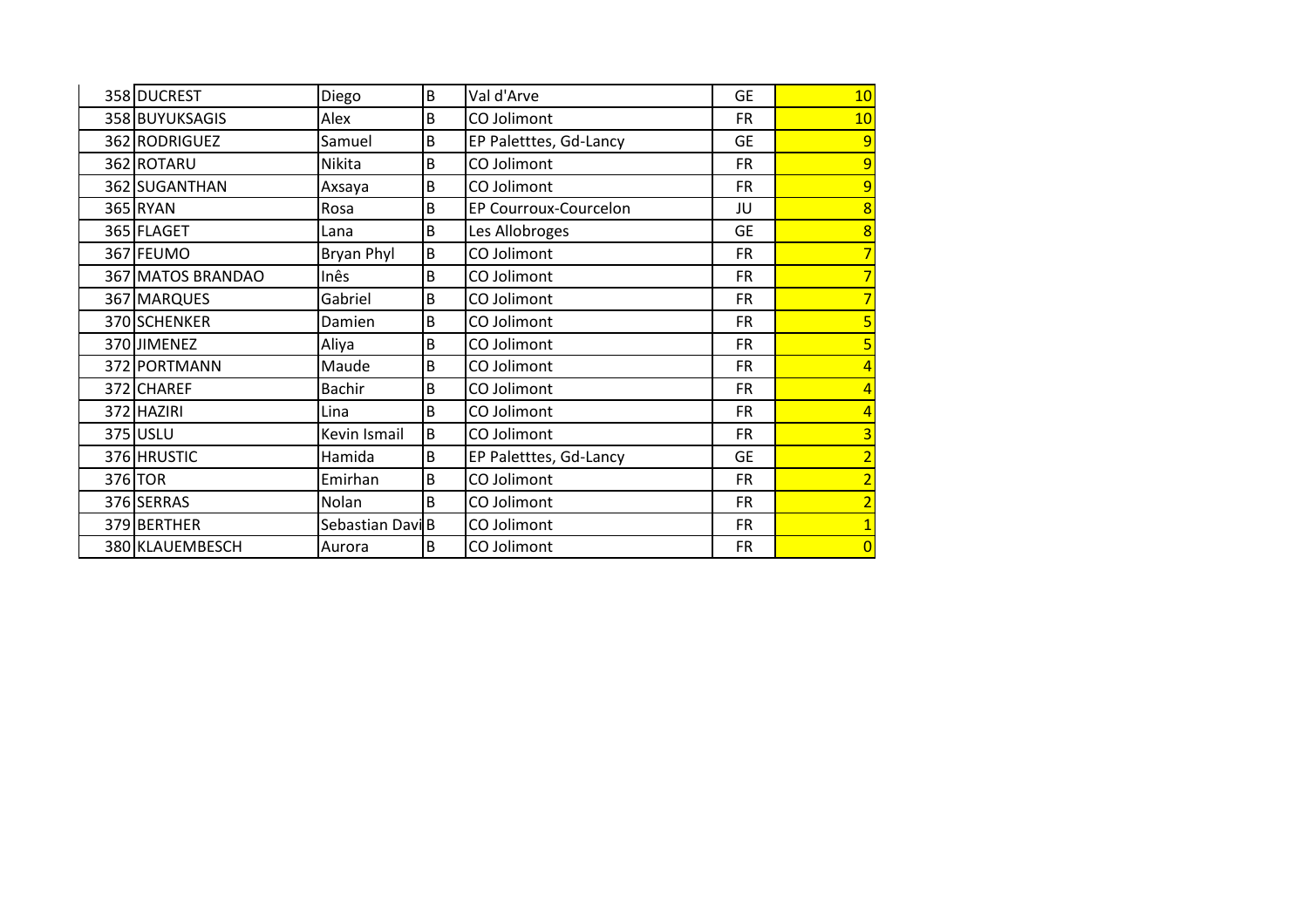| | | | | | | |
|---|---|---|---|---|---|---|
| 358 | DUCREST | Diego | B | Val d'Arve | GE | 10 |
| 358 | BUYUKSAGIS | Alex | B | CO Jolimont | FR | 10 |
| 362 | RODRIGUEZ | Samuel | B | EP Paletttes, Gd-Lancy | GE | 9 |
| 362 | ROTARU | Nikita | B | CO Jolimont | FR | 9 |
| 362 | SUGANTHAN | Axsaya | B | CO Jolimont | FR | 9 |
| 365 | RYAN | Rosa | B | EP Courroux-Courcelon | JU | 8 |
| 365 | FLAGET | Lana | B | Les Allobroges | GE | 8 |
| 367 | FEUMO | Bryan Phyl | B | CO Jolimont | FR | 7 |
| 367 | MATOS BRANDAO | Inês | B | CO Jolimont | FR | 7 |
| 367 | MARQUES | Gabriel | B | CO Jolimont | FR | 7 |
| 370 | SCHENKER | Damien | B | CO Jolimont | FR | 5 |
| 370 | JIMENEZ | Aliya | B | CO Jolimont | FR | 5 |
| 372 | PORTMANN | Maude | B | CO Jolimont | FR | 4 |
| 372 | CHAREF | Bachir | B | CO Jolimont | FR | 4 |
| 372 | HAZIRI | Lina | B | CO Jolimont | FR | 4 |
| 375 | USLU | Kevin Ismail | B | CO Jolimont | FR | 3 |
| 376 | HRUSTIC | Hamida | B | EP Paletttes, Gd-Lancy | GE | 2 |
| 376 | TOR | Emirhan | B | CO Jolimont | FR | 2 |
| 376 | SERRAS | Nolan | B | CO Jolimont | FR | 2 |
| 379 | BERTHER | Sebastian Davi | B | CO Jolimont | FR | 1 |
| 380 | KLAUEMBESCH | Aurora | B | CO Jolimont | FR | 0 |